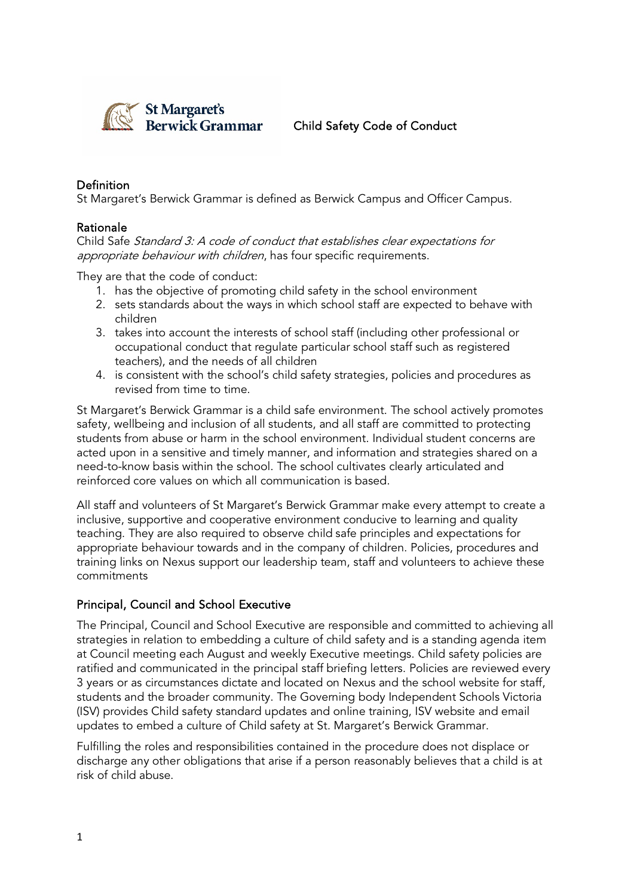St Margaret's Berwick Grammar

# Child Safety Code of Conduct

## Definition

St Margaret's Berwick Grammar is defined as Berwick Campus and Officer Campus.

## Rationale

Child Safe *Standard 3: A code of conduct that establishes clear expectations for appropriate behaviour with children*, has four specific requirements.

They are that the code of conduct:

1. has the objective of promoting child safety in the school environment
2. sets standards about the ways in which school staff are expected to behave with children
3. takes into account the interests of school staff (including other professional or occupational conduct that regulate particular school staff such as registered teachers), and the needs of all children
4. is consistent with the school's child safety strategies, policies and procedures as revised from time to time.

St Margaret's Berwick Grammar is a child safe environment. The school actively promotes safety, wellbeing and inclusion of all students, and all staff are committed to protecting students from abuse or harm in the school environment. Individual student concerns are acted upon in a sensitive and timely manner, and information and strategies shared on a need-to-know basis within the school. The school cultivates clearly articulated and reinforced core values on which all communication is based.

All staff and volunteers of St Margaret's Berwick Grammar make every attempt to create a inclusive, supportive and cooperative environment conducive to learning and quality teaching. They are also required to observe child safe principles and expectations for appropriate behaviour towards and in the company of children. Policies, procedures and training links on Nexus support our leadership team, staff and volunteers to achieve these commitments

## Principal, Council and School Executive

The Principal, Council and School Executive are responsible and committed to achieving all strategies in relation to embedding a culture of child safety and is a standing agenda item at Council meeting each August and weekly Executive meetings. Child safety policies are ratified and communicated in the principal staff briefing letters. Policies are reviewed every 3 years or as circumstances dictate and located on Nexus and the school website for staff, students and the broader community. The Governing body Independent Schools Victoria (ISV) provides Child safety standard updates and online training, ISV website and email updates to embed a culture of Child safety at St. Margaret's Berwick Grammar.

Fulfilling the roles and responsibilities contained in the procedure does not displace or discharge any other obligations that arise if a person reasonably believes that a child is at risk of child abuse.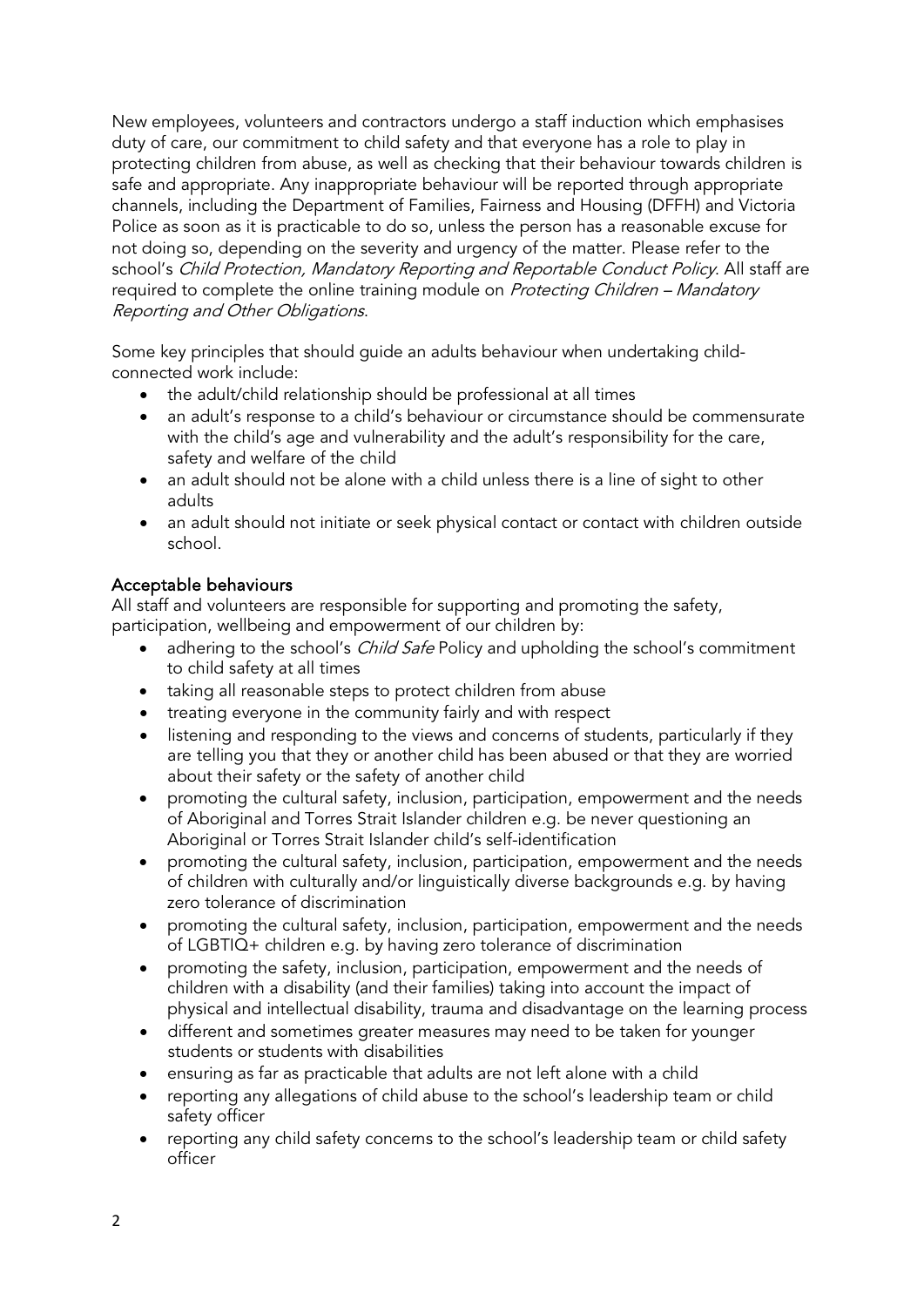New employees, volunteers and contractors undergo a staff induction which emphasises duty of care, our commitment to child safety and that everyone has a role to play in protecting children from abuse, as well as checking that their behaviour towards children is safe and appropriate. Any inappropriate behaviour will be reported through appropriate channels, including the Department of Families, Fairness and Housing (DFFH) and Victoria Police as soon as it is practicable to do so, unless the person has a reasonable excuse for not doing so, depending on the severity and urgency of the matter. Please refer to the school's *Child Protection, Mandatory Reporting and Reportable Conduct Policy*. All staff are required to complete the online training module on *Protecting Children – Mandatory Reporting and Other Obligations*.

Some key principles that should guide an adults behaviour when undertaking child-connected work include:

- the adult/child relationship should be professional at all times
- an adult's response to a child's behaviour or circumstance should be commensurate with the child's age and vulnerability and the adult's responsibility for the care, safety and welfare of the child
- an adult should not be alone with a child unless there is a line of sight to other adults
- an adult should not initiate or seek physical contact or contact with children outside school.

## Acceptable behaviours

All staff and volunteers are responsible for supporting and promoting the safety, participation, wellbeing and empowerment of our children by:

- adhering to the school's *Child Safe* Policy and upholding the school's commitment to child safety at all times
- taking all reasonable steps to protect children from abuse
- treating everyone in the community fairly and with respect
- listening and responding to the views and concerns of students, particularly if they are telling you that they or another child has been abused or that they are worried about their safety or the safety of another child
- promoting the cultural safety, inclusion, participation, empowerment and the needs of Aboriginal and Torres Strait Islander children e.g. be never questioning an Aboriginal or Torres Strait Islander child's self-identification
- promoting the cultural safety, inclusion, participation, empowerment and the needs of children with culturally and/or linguistically diverse backgrounds e.g. by having zero tolerance of discrimination
- promoting the cultural safety, inclusion, participation, empowerment and the needs of LGBTIQ+ children e.g. by having zero tolerance of discrimination
- promoting the safety, inclusion, participation, empowerment and the needs of children with a disability (and their families) taking into account the impact of physical and intellectual disability, trauma and disadvantage on the learning process
- different and sometimes greater measures may need to be taken for younger students or students with disabilities
- ensuring as far as practicable that adults are not left alone with a child
- reporting any allegations of child abuse to the school's leadership team or child safety officer
- reporting any child safety concerns to the school's leadership team or child safety officer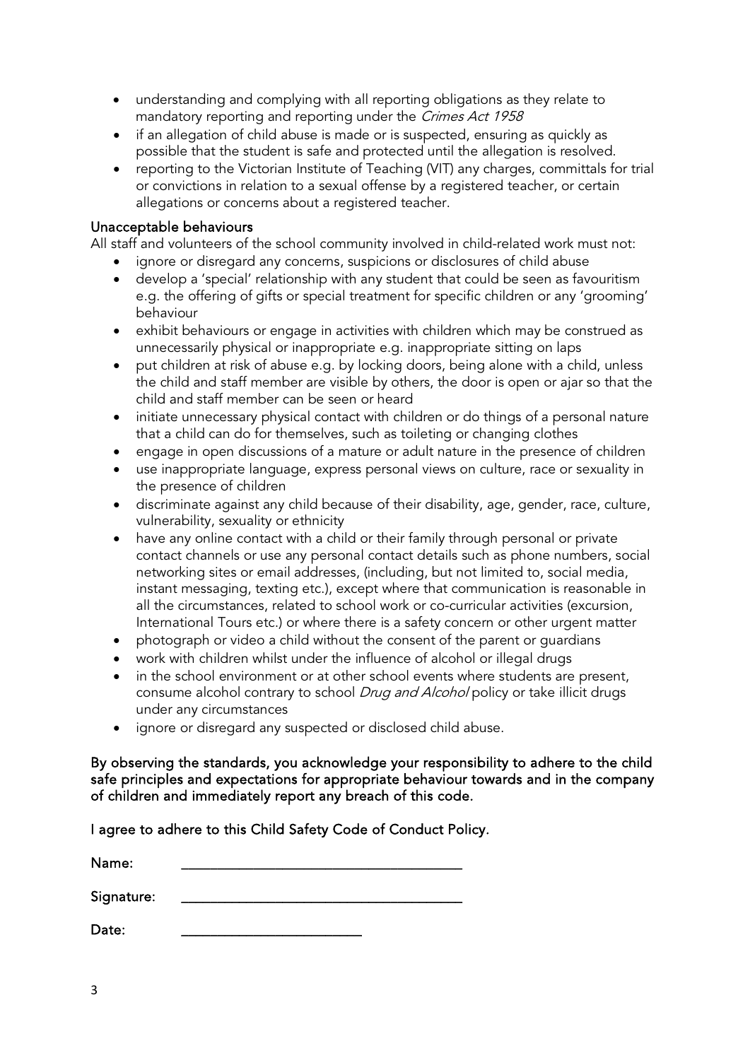- understanding and complying with all reporting obligations as they relate to mandatory reporting and reporting under the *Crimes Act 1958*
- if an allegation of child abuse is made or is suspected, ensuring as quickly as possible that the student is safe and protected until the allegation is resolved.
- reporting to the Victorian Institute of Teaching (VIT) any charges, committals for trial or convictions in relation to a sexual offense by a registered teacher, or certain allegations or concerns about a registered teacher.

### Unacceptable behaviours

All staff and volunteers of the school community involved in child-related work must not:

- ignore or disregard any concerns, suspicions or disclosures of child abuse
- develop a 'special' relationship with any student that could be seen as favouritism e.g. the offering of gifts or special treatment for specific children or any 'grooming' behaviour
- exhibit behaviours or engage in activities with children which may be construed as unnecessarily physical or inappropriate e.g. inappropriate sitting on laps
- put children at risk of abuse e.g. by locking doors, being alone with a child, unless the child and staff member are visible by others, the door is open or ajar so that the child and staff member can be seen or heard
- initiate unnecessary physical contact with children or do things of a personal nature that a child can do for themselves, such as toileting or changing clothes
- engage in open discussions of a mature or adult nature in the presence of children
- use inappropriate language, express personal views on culture, race or sexuality in the presence of children
- discriminate against any child because of their disability, age, gender, race, culture, vulnerability, sexuality or ethnicity
- have any online contact with a child or their family through personal or private contact channels or use any personal contact details such as phone numbers, social networking sites or email addresses, (including, but not limited to, social media, instant messaging, texting etc.), except where that communication is reasonable in all the circumstances, related to school work or co-curricular activities (excursion, International Tours etc.) or where there is a safety concern or other urgent matter
- photograph or video a child without the consent of the parent or guardians
- work with children whilst under the influence of alcohol or illegal drugs
- in the school environment or at other school events where students are present, consume alcohol contrary to school *Drug and Alcohol* policy or take illicit drugs under any circumstances
- ignore or disregard any suspected or disclosed child abuse.

**By observing the standards, you acknowledge your responsibility to adhere to the child safe principles and expectations for appropriate behaviour towards and in the company of children and immediately report any breach of this code.**

**I agree to adhere to this Child Safety Code of Conduct Policy.**

Name: ______________________________________

Signature: ______________________________________

Date: ________________________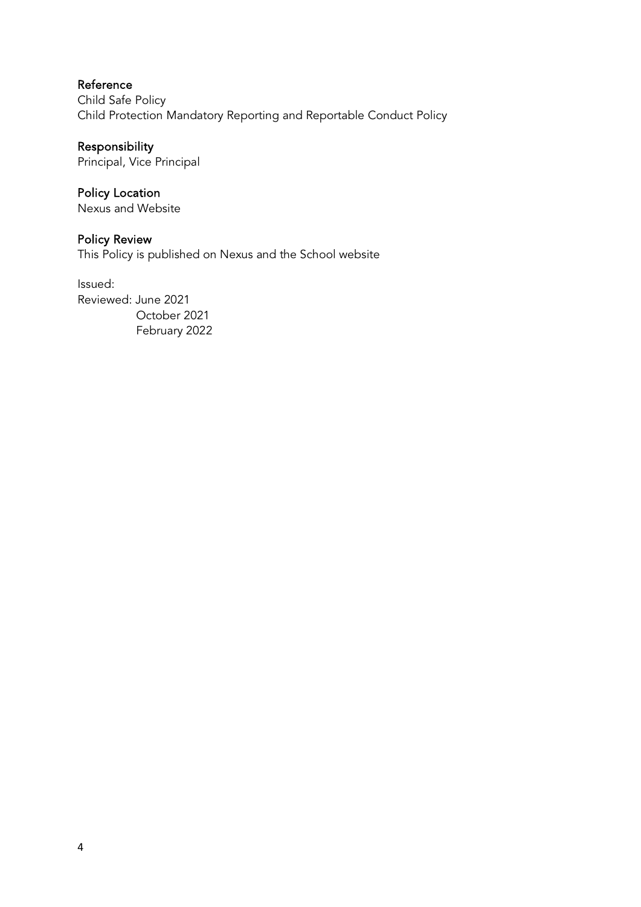**Reference**
Child Safe Policy
Child Protection Mandatory Reporting and Reportable Conduct Policy

**Responsibility**
Principal, Vice Principal

**Policy Location**
Nexus and Website

**Policy Review**
This Policy is published on Nexus and the School website

Issued:
Reviewed: June 2021
October 2021
February 2022